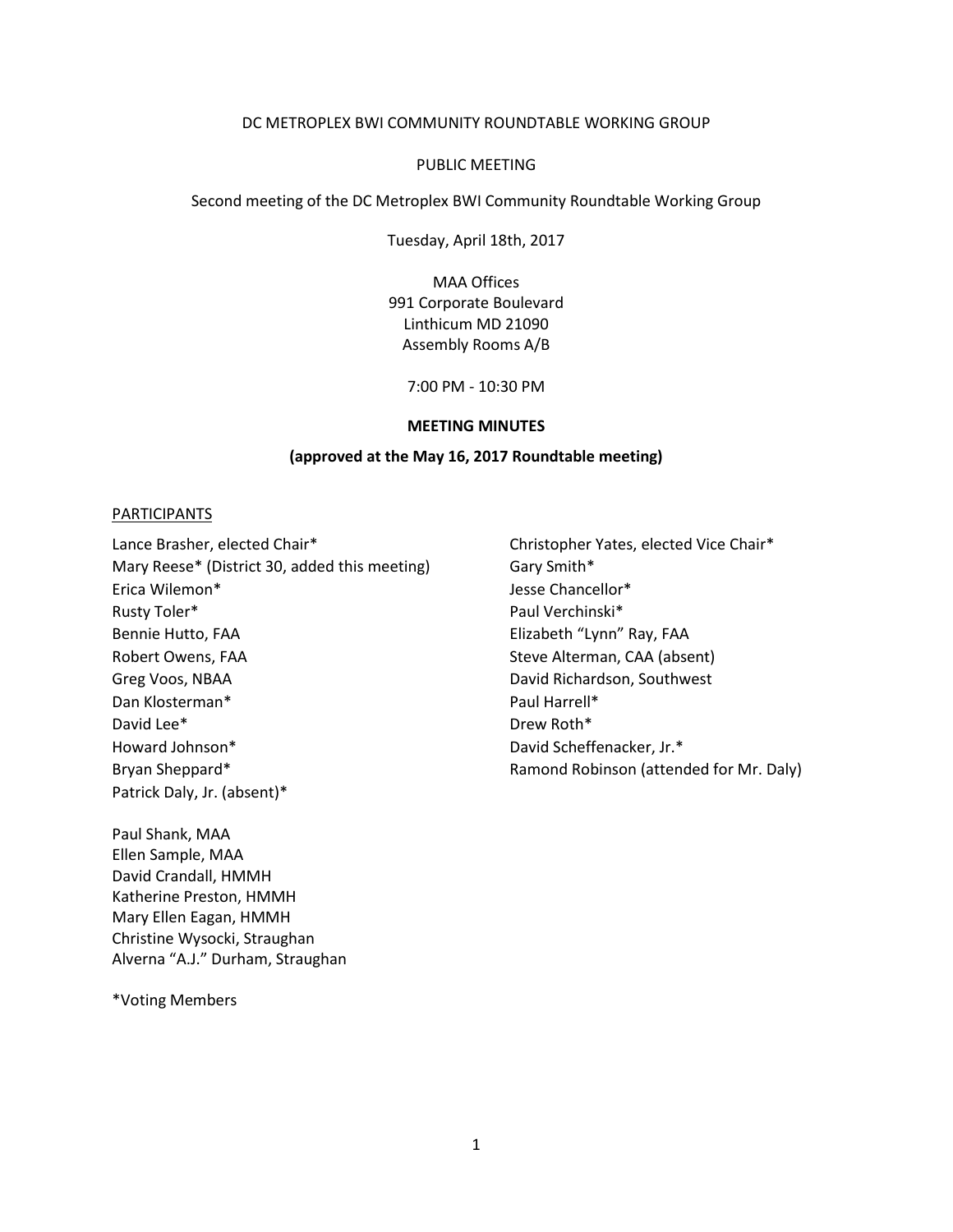DC METROPLEX BWI COMMUNITY ROUNDTABLE WORKING GROUP

PUBLIC MEETING

Second meeting of the DC Metroplex BWI Community Roundtable Working Group

Tuesday, April 18th, 2017

MAA Offices
991 Corporate Boulevard
Linthicum MD 21090
Assembly Rooms A/B

7:00 PM - 10:30 PM

**MEETING MINUTES**

**(approved at the May 16, 2017 Roundtable meeting)**

PARTICIPANTS

Lance Brasher, elected Chair*
Mary Reese* (District 30, added this meeting)
Erica Wilemon*
Rusty Toler*
Bennie Hutto, FAA
Robert Owens, FAA
Greg Voos, NBAA
Dan Klosterman*
David Lee*
Howard Johnson*
Bryan Sheppard*
Patrick Daly, Jr. (absent)*

Christopher Yates, elected Vice Chair*
Gary Smith*
Jesse Chancellor*
Paul Verchinski*
Elizabeth "Lynn" Ray, FAA
Steve Alterman, CAA (absent)
David Richardson, Southwest
Paul Harrell*
Drew Roth*
David Scheffenacker, Jr.*
Ramond Robinson (attended for Mr. Daly)

Paul Shank, MAA
Ellen Sample, MAA
David Crandall, HMMH
Katherine Preston, HMMH
Mary Ellen Eagan, HMMH
Christine Wysocki, Straughan
Alverna "A.J." Durham, Straughan

*Voting Members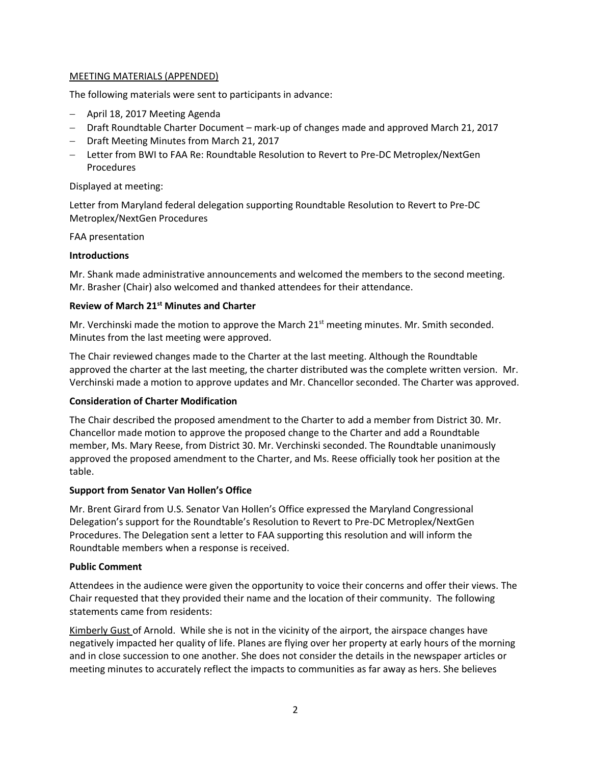MEETING MATERIALS (APPENDED)

The following materials were sent to participants in advance:

- April 18, 2017 Meeting Agenda
- Draft Roundtable Charter Document – mark-up of changes made and approved March 21, 2017
- Draft Meeting Minutes from March 21, 2017
- Letter from BWI to FAA Re: Roundtable Resolution to Revert to Pre-DC Metroplex/NextGen Procedures

Displayed at meeting:

Letter from Maryland federal delegation supporting Roundtable Resolution to Revert to Pre-DC Metroplex/NextGen Procedures

FAA presentation

**Introductions**

Mr. Shank made administrative announcements and welcomed the members to the second meeting. Mr. Brasher (Chair) also welcomed and thanked attendees for their attendance.

**Review of March 21st Minutes and Charter**

Mr. Verchinski made the motion to approve the March 21st meeting minutes. Mr. Smith seconded. Minutes from the last meeting were approved.

The Chair reviewed changes made to the Charter at the last meeting. Although the Roundtable approved the charter at the last meeting, the charter distributed was the complete written version. Mr. Verchinski made a motion to approve updates and Mr. Chancellor seconded. The Charter was approved.

**Consideration of Charter Modification**

The Chair described the proposed amendment to the Charter to add a member from District 30. Mr. Chancellor made motion to approve the proposed change to the Charter and add a Roundtable member, Ms. Mary Reese, from District 30. Mr. Verchinski seconded. The Roundtable unanimously approved the proposed amendment to the Charter, and Ms. Reese officially took her position at the table.

**Support from Senator Van Hollen's Office**

Mr. Brent Girard from U.S. Senator Van Hollen's Office expressed the Maryland Congressional Delegation's support for the Roundtable's Resolution to Revert to Pre-DC Metroplex/NextGen Procedures. The Delegation sent a letter to FAA supporting this resolution and will inform the Roundtable members when a response is received.

**Public Comment**

Attendees in the audience were given the opportunity to voice their concerns and offer their views. The Chair requested that they provided their name and the location of their community. The following statements came from residents:

Kimberly Gust of Arnold. While she is not in the vicinity of the airport, the airspace changes have negatively impacted her quality of life. Planes are flying over her property at early hours of the morning and in close succession to one another. She does not consider the details in the newspaper articles or meeting minutes to accurately reflect the impacts to communities as far away as hers. She believes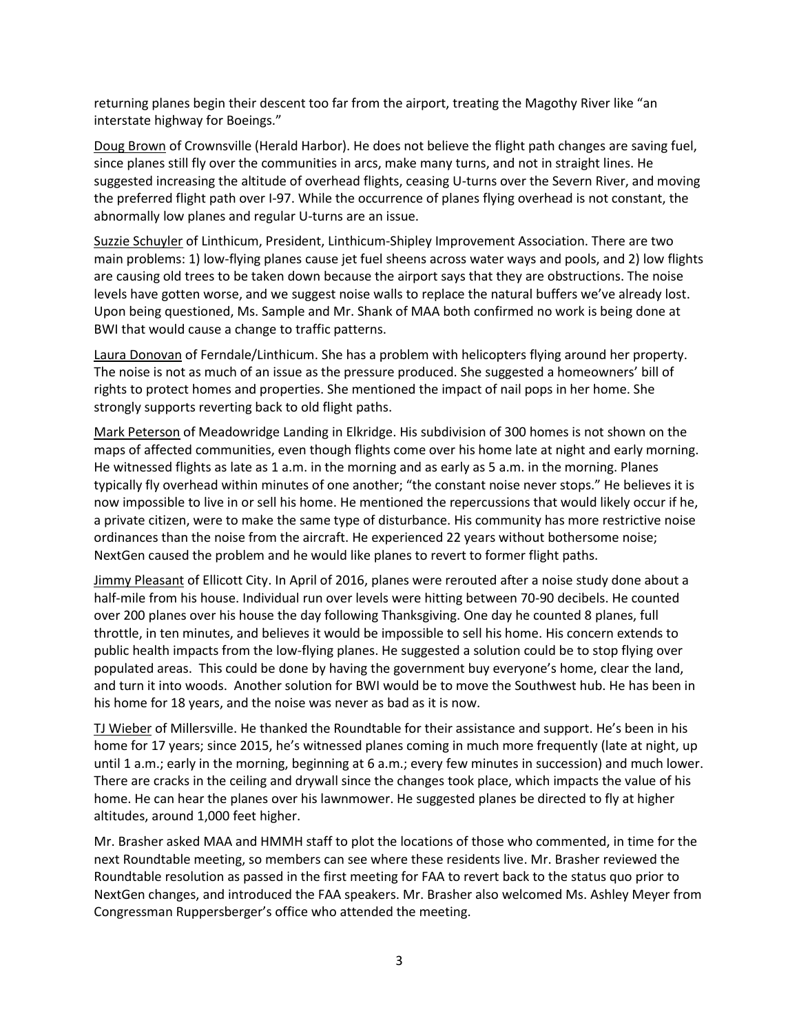returning planes begin their descent too far from the airport, treating the Magothy River like "an interstate highway for Boeings."

Doug Brown of Crownsville (Herald Harbor). He does not believe the flight path changes are saving fuel, since planes still fly over the communities in arcs, make many turns, and not in straight lines. He suggested increasing the altitude of overhead flights, ceasing U-turns over the Severn River, and moving the preferred flight path over I-97. While the occurrence of planes flying overhead is not constant, the abnormally low planes and regular U-turns are an issue.

Suzzie Schuyler of Linthicum, President, Linthicum-Shipley Improvement Association. There are two main problems: 1) low-flying planes cause jet fuel sheens across water ways and pools, and 2) low flights are causing old trees to be taken down because the airport says that they are obstructions. The noise levels have gotten worse, and we suggest noise walls to replace the natural buffers we've already lost. Upon being questioned, Ms. Sample and Mr. Shank of MAA both confirmed no work is being done at BWI that would cause a change to traffic patterns.

Laura Donovan of Ferndale/Linthicum. She has a problem with helicopters flying around her property. The noise is not as much of an issue as the pressure produced. She suggested a homeowners' bill of rights to protect homes and properties. She mentioned the impact of nail pops in her home. She strongly supports reverting back to old flight paths.

Mark Peterson of Meadowridge Landing in Elkridge. His subdivision of 300 homes is not shown on the maps of affected communities, even though flights come over his home late at night and early morning. He witnessed flights as late as 1 a.m. in the morning and as early as 5 a.m. in the morning. Planes typically fly overhead within minutes of one another; "the constant noise never stops." He believes it is now impossible to live in or sell his home. He mentioned the repercussions that would likely occur if he, a private citizen, were to make the same type of disturbance. His community has more restrictive noise ordinances than the noise from the aircraft. He experienced 22 years without bothersome noise; NextGen caused the problem and he would like planes to revert to former flight paths.

Jimmy Pleasant of Ellicott City. In April of 2016, planes were rerouted after a noise study done about a half-mile from his house. Individual run over levels were hitting between 70-90 decibels. He counted over 200 planes over his house the day following Thanksgiving. One day he counted 8 planes, full throttle, in ten minutes, and believes it would be impossible to sell his home. His concern extends to public health impacts from the low-flying planes. He suggested a solution could be to stop flying over populated areas. This could be done by having the government buy everyone's home, clear the land, and turn it into woods. Another solution for BWI would be to move the Southwest hub. He has been in his home for 18 years, and the noise was never as bad as it is now.

TJ Wieber of Millersville. He thanked the Roundtable for their assistance and support. He's been in his home for 17 years; since 2015, he's witnessed planes coming in much more frequently (late at night, up until 1 a.m.; early in the morning, beginning at 6 a.m.; every few minutes in succession) and much lower. There are cracks in the ceiling and drywall since the changes took place, which impacts the value of his home. He can hear the planes over his lawnmower. He suggested planes be directed to fly at higher altitudes, around 1,000 feet higher.

Mr. Brasher asked MAA and HMMH staff to plot the locations of those who commented, in time for the next Roundtable meeting, so members can see where these residents live. Mr. Brasher reviewed the Roundtable resolution as passed in the first meeting for FAA to revert back to the status quo prior to NextGen changes, and introduced the FAA speakers. Mr. Brasher also welcomed Ms. Ashley Meyer from Congressman Ruppersberger's office who attended the meeting.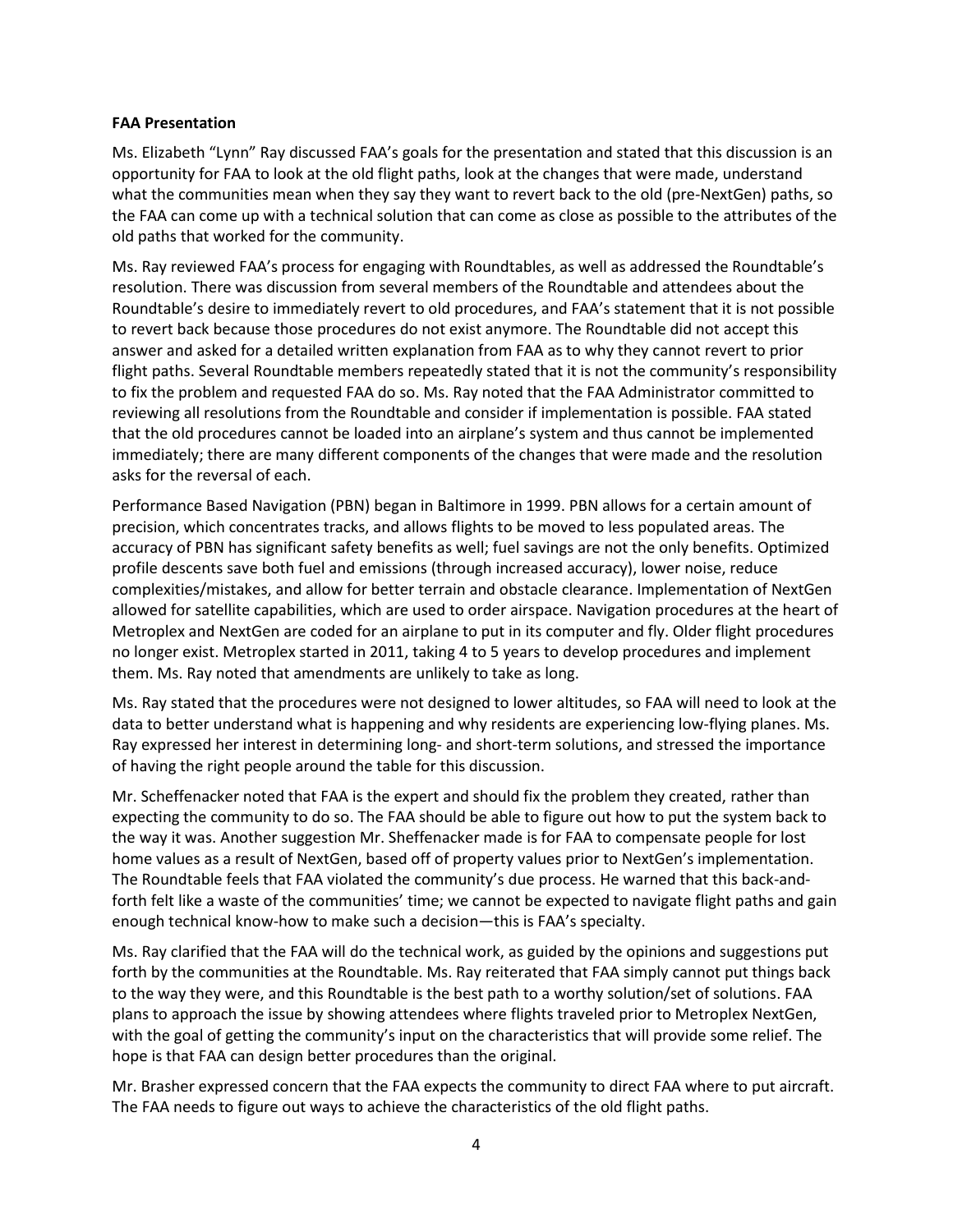**FAA Presentation**

Ms. Elizabeth "Lynn" Ray discussed FAA's goals for the presentation and stated that this discussion is an opportunity for FAA to look at the old flight paths, look at the changes that were made, understand what the communities mean when they say they want to revert back to the old (pre-NextGen) paths, so the FAA can come up with a technical solution that can come as close as possible to the attributes of the old paths that worked for the community.

Ms. Ray reviewed FAA's process for engaging with Roundtables, as well as addressed the Roundtable's resolution. There was discussion from several members of the Roundtable and attendees about the Roundtable's desire to immediately revert to old procedures, and FAA's statement that it is not possible to revert back because those procedures do not exist anymore. The Roundtable did not accept this answer and asked for a detailed written explanation from FAA as to why they cannot revert to prior flight paths. Several Roundtable members repeatedly stated that it is not the community's responsibility to fix the problem and requested FAA do so. Ms. Ray noted that the FAA Administrator committed to reviewing all resolutions from the Roundtable and consider if implementation is possible. FAA stated that the old procedures cannot be loaded into an airplane's system and thus cannot be implemented immediately; there are many different components of the changes that were made and the resolution asks for the reversal of each.

Performance Based Navigation (PBN) began in Baltimore in 1999. PBN allows for a certain amount of precision, which concentrates tracks, and allows flights to be moved to less populated areas. The accuracy of PBN has significant safety benefits as well; fuel savings are not the only benefits. Optimized profile descents save both fuel and emissions (through increased accuracy), lower noise, reduce complexities/mistakes, and allow for better terrain and obstacle clearance. Implementation of NextGen allowed for satellite capabilities, which are used to order airspace. Navigation procedures at the heart of Metroplex and NextGen are coded for an airplane to put in its computer and fly. Older flight procedures no longer exist. Metroplex started in 2011, taking 4 to 5 years to develop procedures and implement them. Ms. Ray noted that amendments are unlikely to take as long.

Ms. Ray stated that the procedures were not designed to lower altitudes, so FAA will need to look at the data to better understand what is happening and why residents are experiencing low-flying planes. Ms. Ray expressed her interest in determining long- and short-term solutions, and stressed the importance of having the right people around the table for this discussion.

Mr. Scheffenacker noted that FAA is the expert and should fix the problem they created, rather than expecting the community to do so. The FAA should be able to figure out how to put the system back to the way it was. Another suggestion Mr. Sheffenacker made is for FAA to compensate people for lost home values as a result of NextGen, based off of property values prior to NextGen's implementation. The Roundtable feels that FAA violated the community's due process. He warned that this back-and-forth felt like a waste of the communities' time; we cannot be expected to navigate flight paths and gain enough technical know-how to make such a decision—this is FAA's specialty.

Ms. Ray clarified that the FAA will do the technical work, as guided by the opinions and suggestions put forth by the communities at the Roundtable. Ms. Ray reiterated that FAA simply cannot put things back to the way they were, and this Roundtable is the best path to a worthy solution/set of solutions. FAA plans to approach the issue by showing attendees where flights traveled prior to Metroplex NextGen, with the goal of getting the community's input on the characteristics that will provide some relief. The hope is that FAA can design better procedures than the original.

Mr. Brasher expressed concern that the FAA expects the community to direct FAA where to put aircraft. The FAA needs to figure out ways to achieve the characteristics of the old flight paths.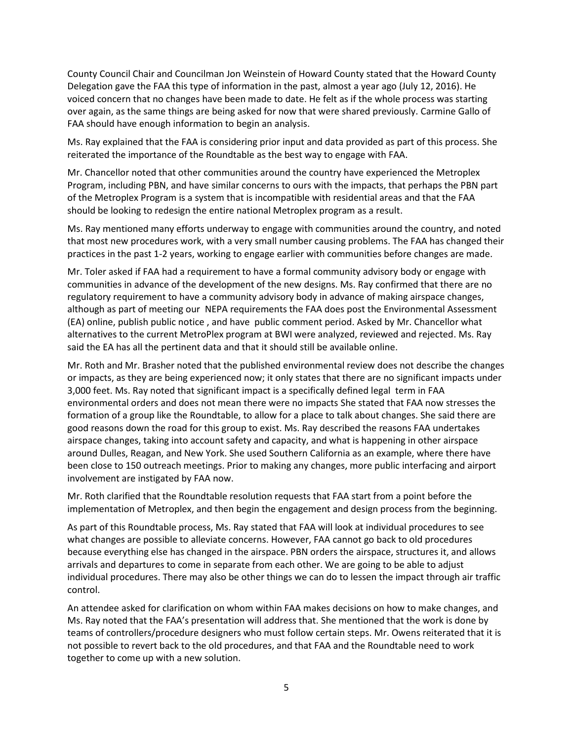County Council Chair and Councilman Jon Weinstein of Howard County stated that the Howard County Delegation gave the FAA this type of information in the past, almost a year ago (July 12, 2016). He voiced concern that no changes have been made to date. He felt as if the whole process was starting over again, as the same things are being asked for now that were shared previously. Carmine Gallo of FAA should have enough information to begin an analysis.

Ms. Ray explained that the FAA is considering prior input and data provided as part of this process. She reiterated the importance of the Roundtable as the best way to engage with FAA.

Mr. Chancellor noted that other communities around the country have experienced the Metroplex Program, including PBN, and have similar concerns to ours with the impacts, that perhaps the PBN part of the Metroplex Program is a system that is incompatible with residential areas and that the FAA should be looking to redesign the entire national Metroplex program as a result.

Ms. Ray mentioned many efforts underway to engage with communities around the country, and noted that most new procedures work, with a very small number causing problems. The FAA has changed their practices in the past 1-2 years, working to engage earlier with communities before changes are made.

Mr. Toler asked if FAA had a requirement to have a formal community advisory body or engage with communities in advance of the development of the new designs. Ms. Ray confirmed that there are no regulatory requirement to have a community advisory body in advance of making airspace changes, although as part of meeting our NEPA requirements the FAA does post the Environmental Assessment (EA) online, publish public notice , and have public comment period. Asked by Mr. Chancellor what alternatives to the current MetroPlex program at BWI were analyzed, reviewed and rejected. Ms. Ray said the EA has all the pertinent data and that it should still be available online.

Mr. Roth and Mr. Brasher noted that the published environmental review does not describe the changes or impacts, as they are being experienced now; it only states that there are no significant impacts under 3,000 feet. Ms. Ray noted that significant impact is a specifically defined legal term in FAA environmental orders and does not mean there were no impacts She stated that FAA now stresses the formation of a group like the Roundtable, to allow for a place to talk about changes. She said there are good reasons down the road for this group to exist. Ms. Ray described the reasons FAA undertakes airspace changes, taking into account safety and capacity, and what is happening in other airspace around Dulles, Reagan, and New York. She used Southern California as an example, where there have been close to 150 outreach meetings. Prior to making any changes, more public interfacing and airport involvement are instigated by FAA now.

Mr. Roth clarified that the Roundtable resolution requests that FAA start from a point before the implementation of Metroplex, and then begin the engagement and design process from the beginning.

As part of this Roundtable process, Ms. Ray stated that FAA will look at individual procedures to see what changes are possible to alleviate concerns. However, FAA cannot go back to old procedures because everything else has changed in the airspace. PBN orders the airspace, structures it, and allows arrivals and departures to come in separate from each other. We are going to be able to adjust individual procedures. There may also be other things we can do to lessen the impact through air traffic control.

An attendee asked for clarification on whom within FAA makes decisions on how to make changes, and Ms. Ray noted that the FAA's presentation will address that. She mentioned that the work is done by teams of controllers/procedure designers who must follow certain steps. Mr. Owens reiterated that it is not possible to revert back to the old procedures, and that FAA and the Roundtable need to work together to come up with a new solution.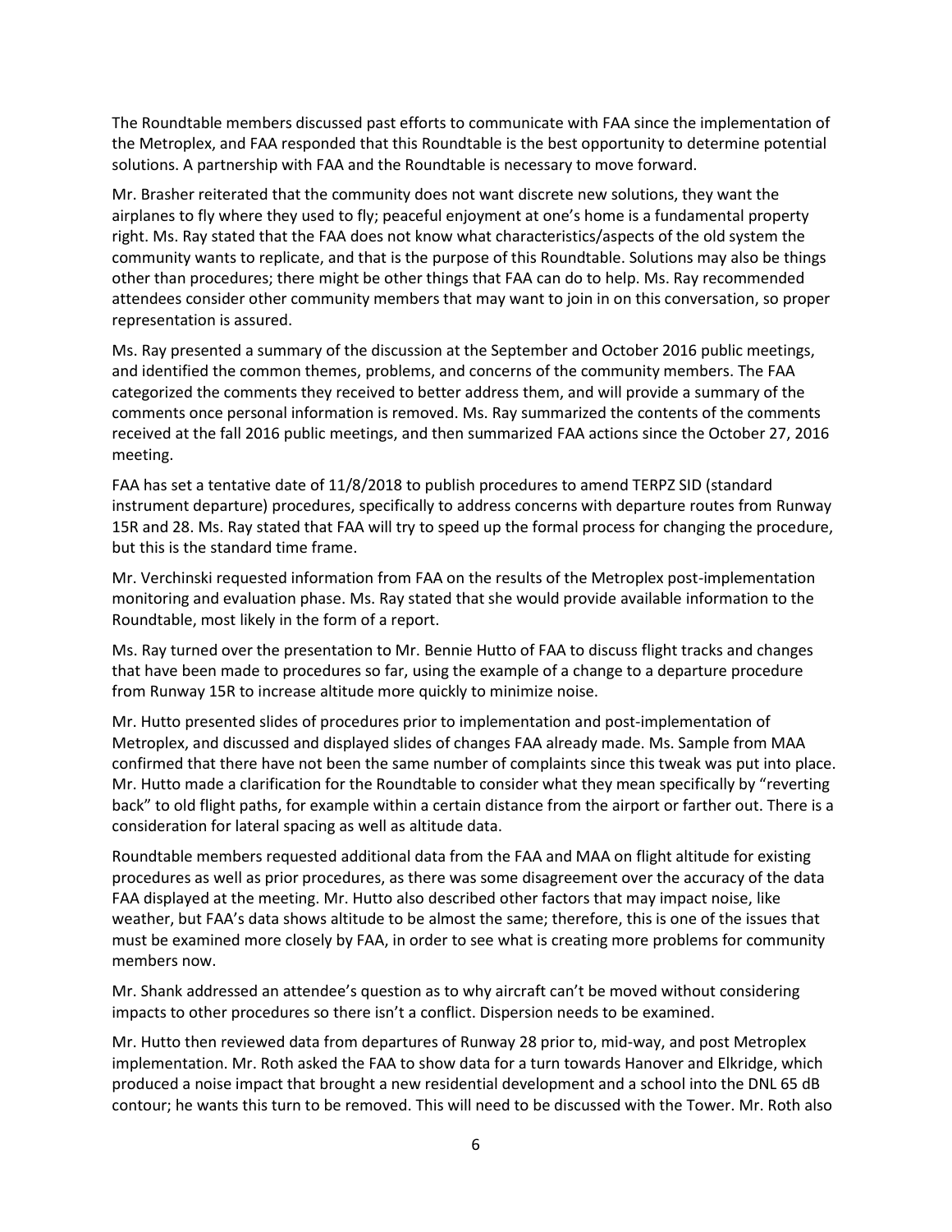The Roundtable members discussed past efforts to communicate with FAA since the implementation of the Metroplex, and FAA responded that this Roundtable is the best opportunity to determine potential solutions. A partnership with FAA and the Roundtable is necessary to move forward.

Mr. Brasher reiterated that the community does not want discrete new solutions, they want the airplanes to fly where they used to fly; peaceful enjoyment at one's home is a fundamental property right. Ms. Ray stated that the FAA does not know what characteristics/aspects of the old system the community wants to replicate, and that is the purpose of this Roundtable. Solutions may also be things other than procedures; there might be other things that FAA can do to help. Ms. Ray recommended attendees consider other community members that may want to join in on this conversation, so proper representation is assured.

Ms. Ray presented a summary of the discussion at the September and October 2016 public meetings, and identified the common themes, problems, and concerns of the community members. The FAA categorized the comments they received to better address them, and will provide a summary of the comments once personal information is removed. Ms. Ray summarized the contents of the comments received at the fall 2016 public meetings, and then summarized FAA actions since the October 27, 2016 meeting.

FAA has set a tentative date of 11/8/2018 to publish procedures to amend TERPZ SID (standard instrument departure) procedures, specifically to address concerns with departure routes from Runway 15R and 28. Ms. Ray stated that FAA will try to speed up the formal process for changing the procedure, but this is the standard time frame.

Mr. Verchinski requested information from FAA on the results of the Metroplex post-implementation monitoring and evaluation phase. Ms. Ray stated that she would provide available information to the Roundtable, most likely in the form of a report.

Ms. Ray turned over the presentation to Mr. Bennie Hutto of FAA to discuss flight tracks and changes that have been made to procedures so far, using the example of a change to a departure procedure from Runway 15R to increase altitude more quickly to minimize noise.

Mr. Hutto presented slides of procedures prior to implementation and post-implementation of Metroplex, and discussed and displayed slides of changes FAA already made. Ms. Sample from MAA confirmed that there have not been the same number of complaints since this tweak was put into place. Mr. Hutto made a clarification for the Roundtable to consider what they mean specifically by "reverting back" to old flight paths, for example within a certain distance from the airport or farther out. There is a consideration for lateral spacing as well as altitude data.

Roundtable members requested additional data from the FAA and MAA on flight altitude for existing procedures as well as prior procedures, as there was some disagreement over the accuracy of the data FAA displayed at the meeting. Mr. Hutto also described other factors that may impact noise, like weather, but FAA's data shows altitude to be almost the same; therefore, this is one of the issues that must be examined more closely by FAA, in order to see what is creating more problems for community members now.

Mr. Shank addressed an attendee's question as to why aircraft can't be moved without considering impacts to other procedures so there isn't a conflict. Dispersion needs to be examined.

Mr. Hutto then reviewed data from departures of Runway 28 prior to, mid-way, and post Metroplex implementation. Mr. Roth asked the FAA to show data for a turn towards Hanover and Elkridge, which produced a noise impact that brought a new residential development and a school into the DNL 65 dB contour; he wants this turn to be removed. This will need to be discussed with the Tower. Mr. Roth also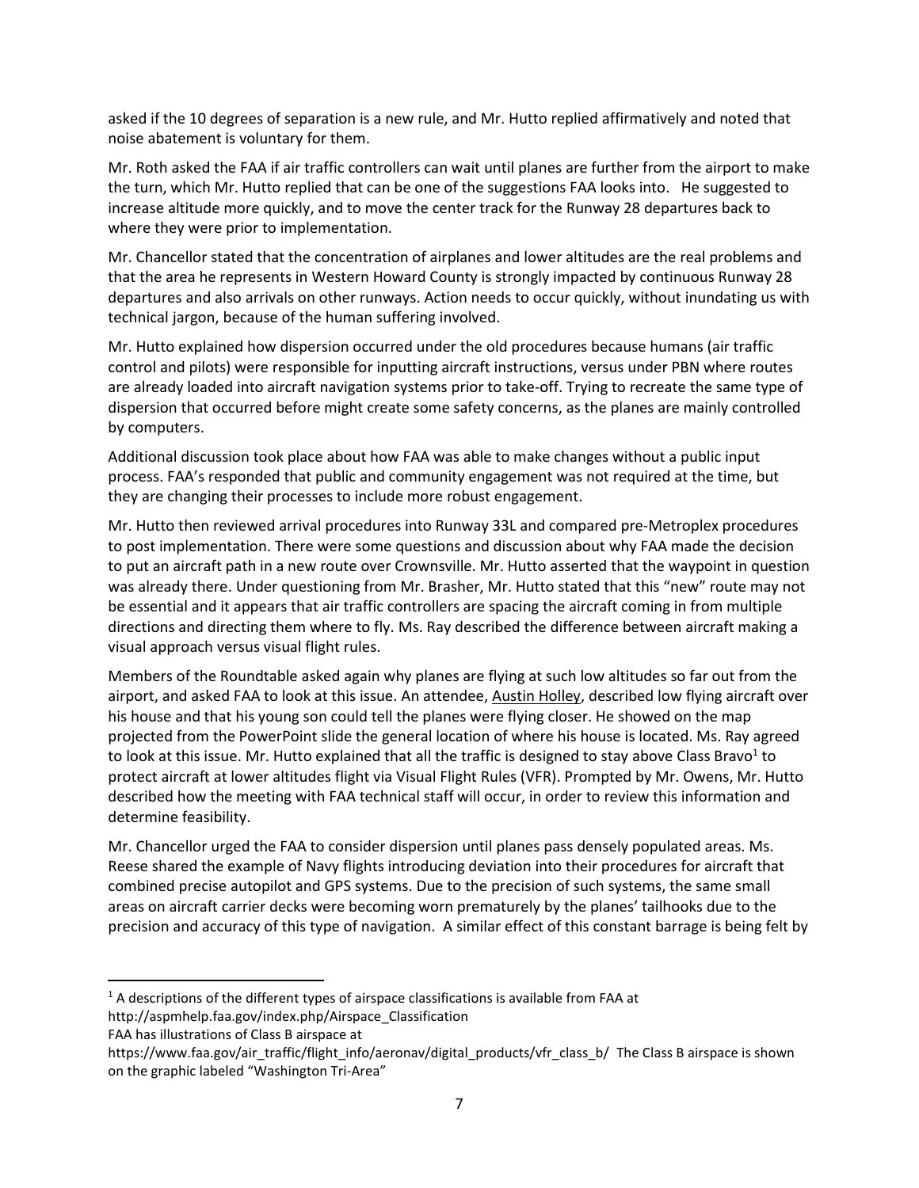asked if the 10 degrees of separation is a new rule, and Mr. Hutto replied affirmatively and noted that noise abatement is voluntary for them.

Mr. Roth asked the FAA if air traffic controllers can wait until planes are further from the airport to make the turn, which Mr. Hutto replied that can be one of the suggestions FAA looks into. He suggested to increase altitude more quickly, and to move the center track for the Runway 28 departures back to where they were prior to implementation.

Mr. Chancellor stated that the concentration of airplanes and lower altitudes are the real problems and that the area he represents in Western Howard County is strongly impacted by continuous Runway 28 departures and also arrivals on other runways. Action needs to occur quickly, without inundating us with technical jargon, because of the human suffering involved.

Mr. Hutto explained how dispersion occurred under the old procedures because humans (air traffic control and pilots) were responsible for inputting aircraft instructions, versus under PBN where routes are already loaded into aircraft navigation systems prior to take-off. Trying to recreate the same type of dispersion that occurred before might create some safety concerns, as the planes are mainly controlled by computers.

Additional discussion took place about how FAA was able to make changes without a public input process. FAA's responded that public and community engagement was not required at the time, but they are changing their processes to include more robust engagement.

Mr. Hutto then reviewed arrival procedures into Runway 33L and compared pre-Metroplex procedures to post implementation. There were some questions and discussion about why FAA made the decision to put an aircraft path in a new route over Crownsville. Mr. Hutto asserted that the waypoint in question was already there. Under questioning from Mr. Brasher, Mr. Hutto stated that this "new" route may not be essential and it appears that air traffic controllers are spacing the aircraft coming in from multiple directions and directing them where to fly. Ms. Ray described the difference between aircraft making a visual approach versus visual flight rules.

Members of the Roundtable asked again why planes are flying at such low altitudes so far out from the airport, and asked FAA to look at this issue. An attendee, Austin Holley, described low flying aircraft over his house and that his young son could tell the planes were flying closer. He showed on the map projected from the PowerPoint slide the general location of where his house is located. Ms. Ray agreed to look at this issue. Mr. Hutto explained that all the traffic is designed to stay above Class Bravo[1] to protect aircraft at lower altitudes flight via Visual Flight Rules (VFR). Prompted by Mr. Owens, Mr. Hutto described how the meeting with FAA technical staff will occur, in order to review this information and determine feasibility.

Mr. Chancellor urged the FAA to consider dispersion until planes pass densely populated areas. Ms. Reese shared the example of Navy flights introducing deviation into their procedures for aircraft that combined precise autopilot and GPS systems. Due to the precision of such systems, the same small areas on aircraft carrier decks were becoming worn prematurely by the planes' tailhooks due to the precision and accuracy of this type of navigation. A similar effect of this constant barrage is being felt by

---

[1] A descriptions of the different types of airspace classifications is available from FAA at http://aspmhelp.faa.gov/index.php/Airspace_Classification
FAA has illustrations of Class B airspace at https://www.faa.gov/air_traffic/flight_info/aeronav/digital_products/vfr_class_b/ The Class B airspace is shown on the graphic labeled "Washington Tri-Area"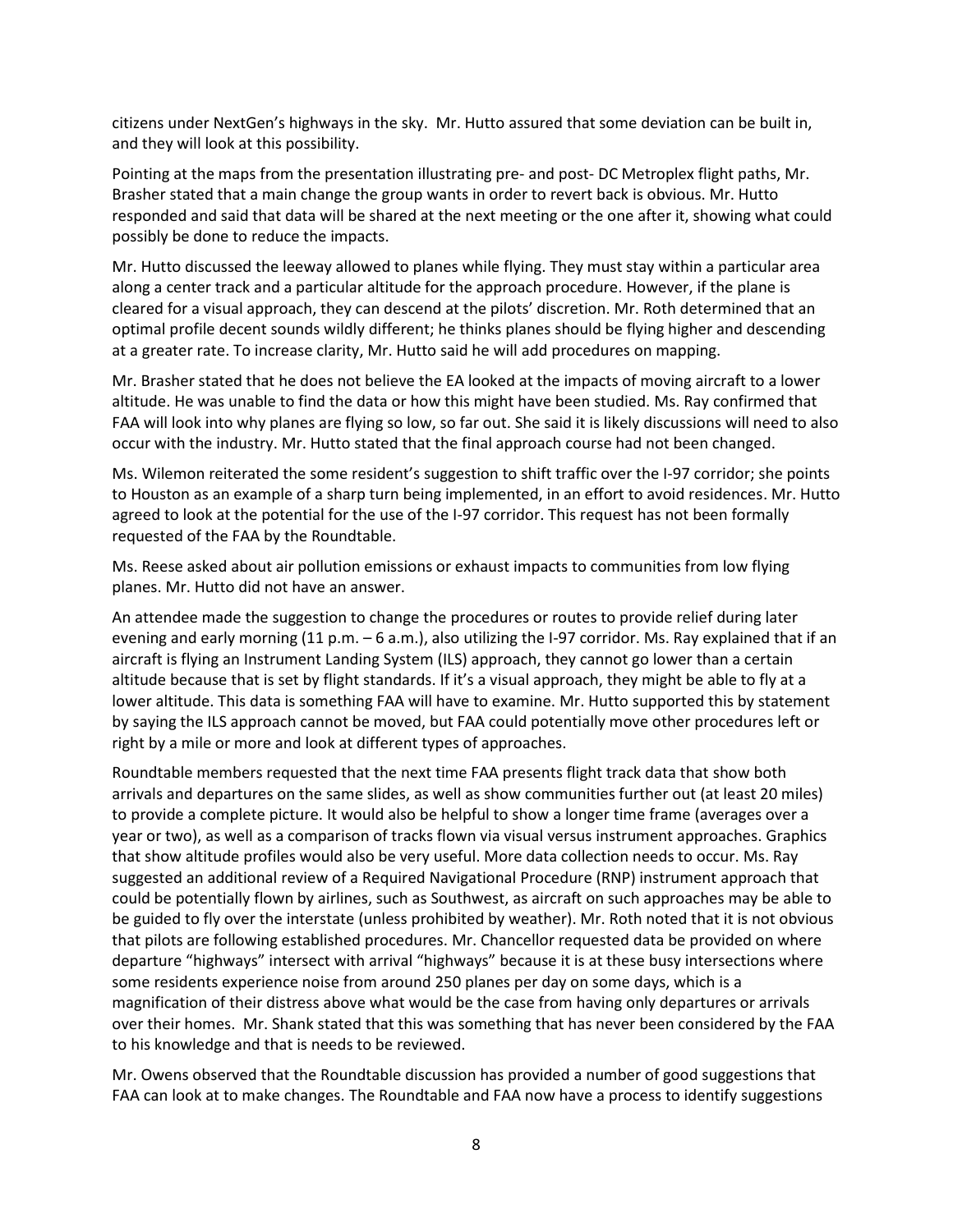citizens under NextGen's highways in the sky. Mr. Hutto assured that some deviation can be built in, and they will look at this possibility.

Pointing at the maps from the presentation illustrating pre- and post- DC Metroplex flight paths, Mr. Brasher stated that a main change the group wants in order to revert back is obvious. Mr. Hutto responded and said that data will be shared at the next meeting or the one after it, showing what could possibly be done to reduce the impacts.

Mr. Hutto discussed the leeway allowed to planes while flying. They must stay within a particular area along a center track and a particular altitude for the approach procedure. However, if the plane is cleared for a visual approach, they can descend at the pilots' discretion. Mr. Roth determined that an optimal profile decent sounds wildly different; he thinks planes should be flying higher and descending at a greater rate. To increase clarity, Mr. Hutto said he will add procedures on mapping.

Mr. Brasher stated that he does not believe the EA looked at the impacts of moving aircraft to a lower altitude. He was unable to find the data or how this might have been studied. Ms. Ray confirmed that FAA will look into why planes are flying so low, so far out. She said it is likely discussions will need to also occur with the industry. Mr. Hutto stated that the final approach course had not been changed.

Ms. Wilemon reiterated the some resident's suggestion to shift traffic over the I-97 corridor; she points to Houston as an example of a sharp turn being implemented, in an effort to avoid residences. Mr. Hutto agreed to look at the potential for the use of the I-97 corridor. This request has not been formally requested of the FAA by the Roundtable.

Ms. Reese asked about air pollution emissions or exhaust impacts to communities from low flying planes. Mr. Hutto did not have an answer.

An attendee made the suggestion to change the procedures or routes to provide relief during later evening and early morning (11 p.m. – 6 a.m.), also utilizing the I-97 corridor. Ms. Ray explained that if an aircraft is flying an Instrument Landing System (ILS) approach, they cannot go lower than a certain altitude because that is set by flight standards. If it's a visual approach, they might be able to fly at a lower altitude. This data is something FAA will have to examine. Mr. Hutto supported this by statement by saying the ILS approach cannot be moved, but FAA could potentially move other procedures left or right by a mile or more and look at different types of approaches.

Roundtable members requested that the next time FAA presents flight track data that show both arrivals and departures on the same slides, as well as show communities further out (at least 20 miles) to provide a complete picture. It would also be helpful to show a longer time frame (averages over a year or two), as well as a comparison of tracks flown via visual versus instrument approaches. Graphics that show altitude profiles would also be very useful. More data collection needs to occur. Ms. Ray suggested an additional review of a Required Navigational Procedure (RNP) instrument approach that could be potentially flown by airlines, such as Southwest, as aircraft on such approaches may be able to be guided to fly over the interstate (unless prohibited by weather). Mr. Roth noted that it is not obvious that pilots are following established procedures. Mr. Chancellor requested data be provided on where departure "highways" intersect with arrival "highways" because it is at these busy intersections where some residents experience noise from around 250 planes per day on some days, which is a magnification of their distress above what would be the case from having only departures or arrivals over their homes. Mr. Shank stated that this was something that has never been considered by the FAA to his knowledge and that is needs to be reviewed.

Mr. Owens observed that the Roundtable discussion has provided a number of good suggestions that FAA can look at to make changes. The Roundtable and FAA now have a process to identify suggestions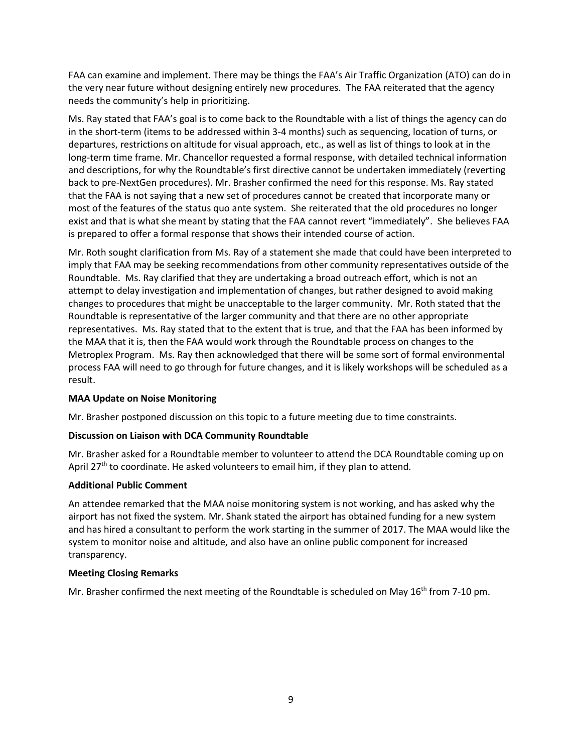FAA can examine and implement. There may be things the FAA's Air Traffic Organization (ATO) can do in the very near future without designing entirely new procedures. The FAA reiterated that the agency needs the community's help in prioritizing.

Ms. Ray stated that FAA's goal is to come back to the Roundtable with a list of things the agency can do in the short-term (items to be addressed within 3-4 months) such as sequencing, location of turns, or departures, restrictions on altitude for visual approach, etc., as well as list of things to look at in the long-term time frame. Mr. Chancellor requested a formal response, with detailed technical information and descriptions, for why the Roundtable's first directive cannot be undertaken immediately (reverting back to pre-NextGen procedures). Mr. Brasher confirmed the need for this response. Ms. Ray stated that the FAA is not saying that a new set of procedures cannot be created that incorporate many or most of the features of the status quo ante system. She reiterated that the old procedures no longer exist and that is what she meant by stating that the FAA cannot revert "immediately". She believes FAA is prepared to offer a formal response that shows their intended course of action.

Mr. Roth sought clarification from Ms. Ray of a statement she made that could have been interpreted to imply that FAA may be seeking recommendations from other community representatives outside of the Roundtable. Ms. Ray clarified that they are undertaking a broad outreach effort, which is not an attempt to delay investigation and implementation of changes, but rather designed to avoid making changes to procedures that might be unacceptable to the larger community. Mr. Roth stated that the Roundtable is representative of the larger community and that there are no other appropriate representatives. Ms. Ray stated that to the extent that is true, and that the FAA has been informed by the MAA that it is, then the FAA would work through the Roundtable process on changes to the Metroplex Program. Ms. Ray then acknowledged that there will be some sort of formal environmental process FAA will need to go through for future changes, and it is likely workshops will be scheduled as a result.

**MAA Update on Noise Monitoring**

Mr. Brasher postponed discussion on this topic to a future meeting due to time constraints.

**Discussion on Liaison with DCA Community Roundtable**

Mr. Brasher asked for a Roundtable member to volunteer to attend the DCA Roundtable coming up on April 27th to coordinate. He asked volunteers to email him, if they plan to attend.

**Additional Public Comment**

An attendee remarked that the MAA noise monitoring system is not working, and has asked why the airport has not fixed the system. Mr. Shank stated the airport has obtained funding for a new system and has hired a consultant to perform the work starting in the summer of 2017. The MAA would like the system to monitor noise and altitude, and also have an online public component for increased transparency.

**Meeting Closing Remarks**

Mr. Brasher confirmed the next meeting of the Roundtable is scheduled on May 16th from 7-10 pm.